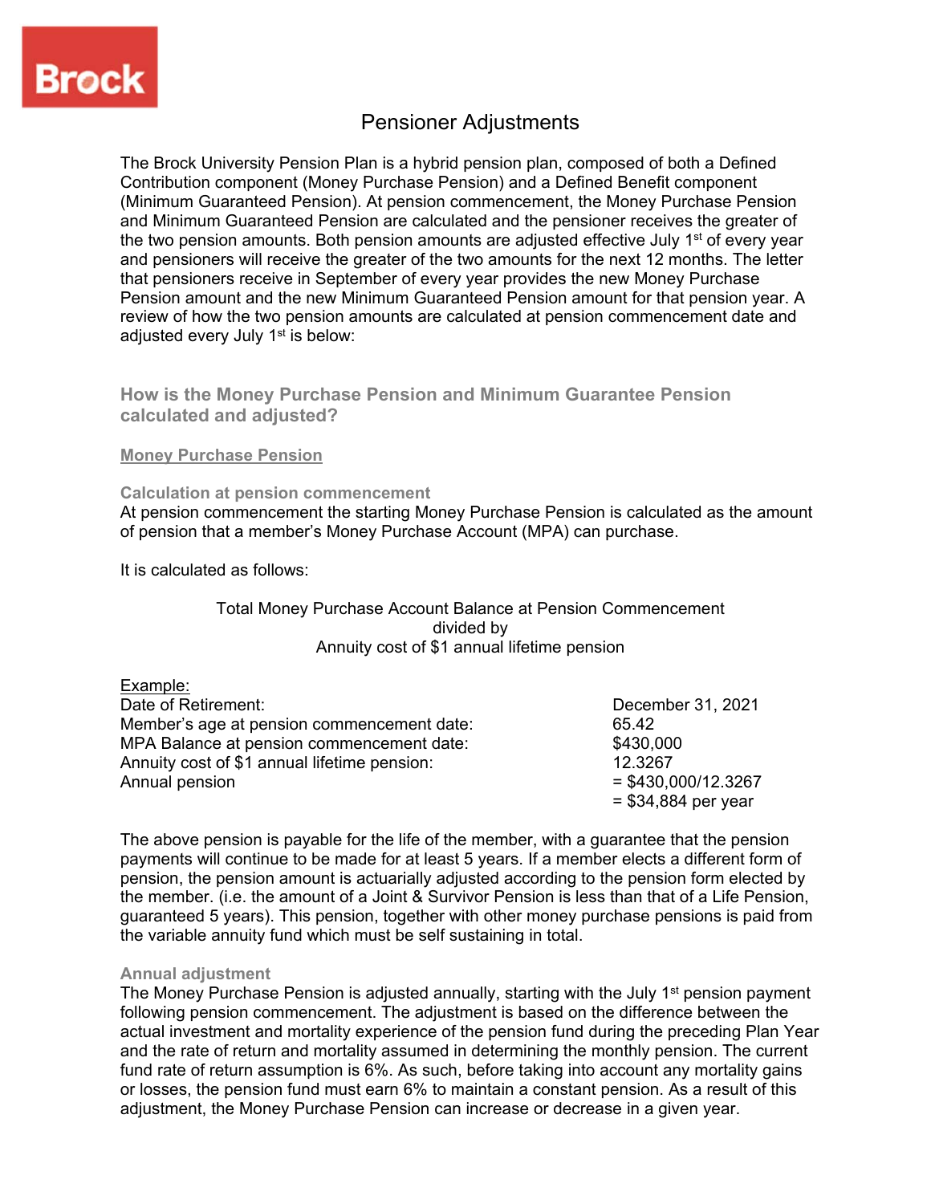Brock

# Pensioner Adjustments

The Brock University Pension Plan is a hybrid pension plan, composed of both a Defined Contribution component (Money Purchase Pension) and a Defined Benefit component (Minimum Guaranteed Pension). At pension commencement, the Money Purchase Pension and Minimum Guaranteed Pension are calculated and the pensioner receives the greater of the two pension amounts. Both pension amounts are adjusted effective July 1st of every year and pensioners will receive the greater of the two amounts for the next 12 months. The letter that pensioners receive in September of every year provides the new Money Purchase Pension amount and the new Minimum Guaranteed Pension amount for that pension year. A review of how the two pension amounts are calculated at pension commencement date and adjusted every July 1st is below:

## How is the Money Purchase Pension and Minimum Guarantee Pension calculated and adjusted?

### Money Purchase Pension

#### Calculation at pension commencement

At pension commencement the starting Money Purchase Pension is calculated as the amount of pension that a member's Money Purchase Account (MPA) can purchase.

It is calculated as follows:

Total Money Purchase Account Balance at Pension Commencement
divided by
Annuity cost of $1 annual lifetime pension

Example:

| | |
|---|---|
| Date of Retirement: | December 31, 2021 |
| Member's age at pension commencement date: | 65.42 |
| MPA Balance at pension commencement date: | $430,000 |
| Annuity cost of $1 annual lifetime pension: | 12.3267 |
| Annual pension | = $430,000/12.3267 |
| | = $34,884 per year |

The above pension is payable for the life of the member, with a guarantee that the pension payments will continue to be made for at least 5 years. If a member elects a different form of pension, the pension amount is actuarially adjusted according to the pension form elected by the member. (i.e. the amount of a Joint & Survivor Pension is less than that of a Life Pension, guaranteed 5 years). This pension, together with other money purchase pensions is paid from the variable annuity fund which must be self sustaining in total.

#### Annual adjustment

The Money Purchase Pension is adjusted annually, starting with the July 1st pension payment following pension commencement. The adjustment is based on the difference between the actual investment and mortality experience of the pension fund during the preceding Plan Year and the rate of return and mortality assumed in determining the monthly pension. The current fund rate of return assumption is 6%. As such, before taking into account any mortality gains or losses, the pension fund must earn 6% to maintain a constant pension. As a result of this adjustment, the Money Purchase Pension can increase or decrease in a given year.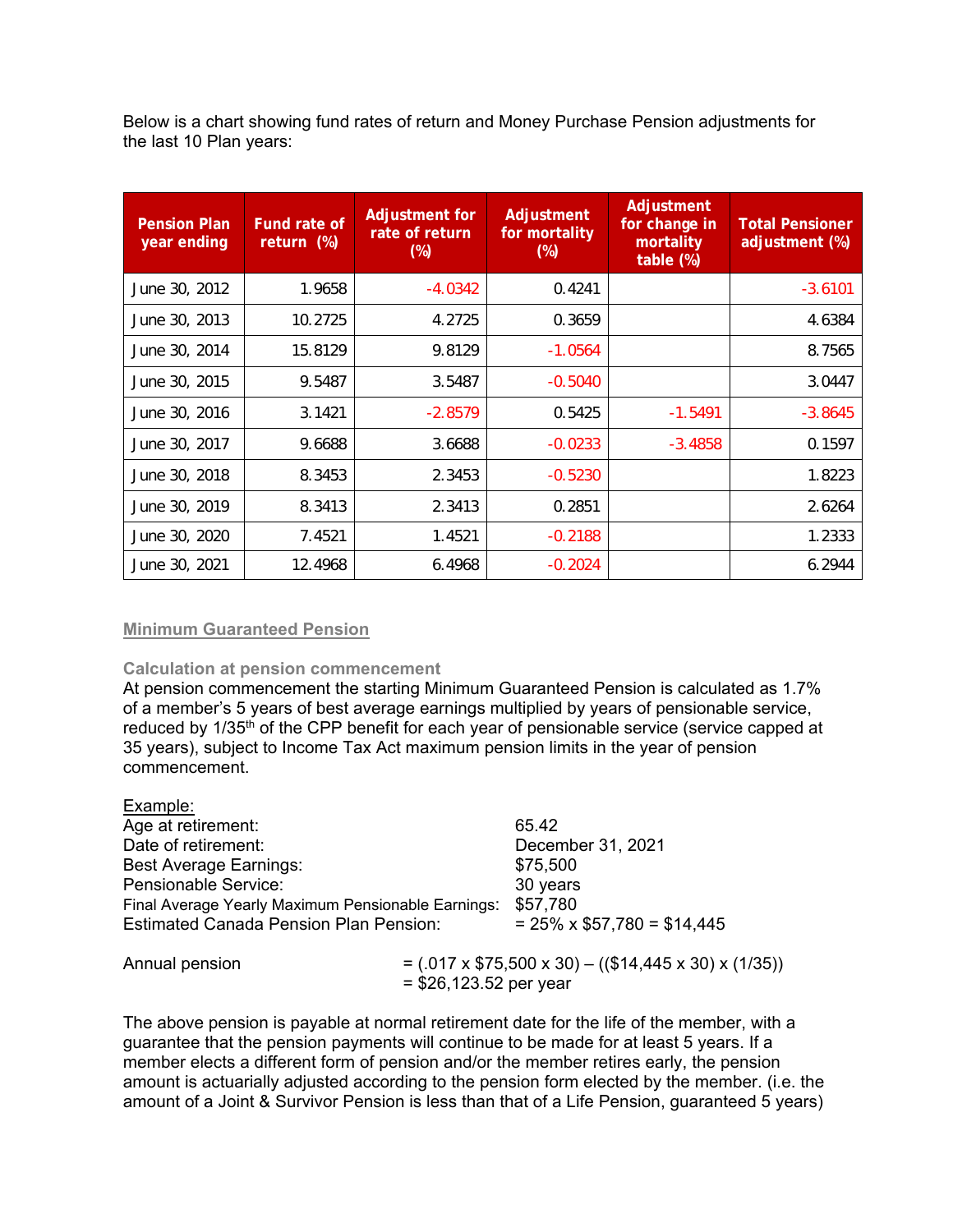Below is a chart showing fund rates of return and Money Purchase Pension adjustments for the last 10 Plan years:

| Pension Plan year ending | Fund rate of return (%) | Adjustment for rate of return (%) | Adjustment for mortality (%) | Adjustment for change in mortality table (%) | Total Pensioner adjustment (%) |
|---|---|---|---|---|---|
| June 30, 2012 | 1.9658 | -4.0342 | 0.4241 | | -3.6101 |
| June 30, 2013 | 10.2725 | 4.2725 | 0.3659 | | 4.6384 |
| June 30, 2014 | 15.8129 | 9.8129 | -1.0564 | | 8.7565 |
| June 30, 2015 | 9.5487 | 3.5487 | -0.5040 | | 3.0447 |
| June 30, 2016 | 3.1421 | -2.8579 | 0.5425 | -1.5491 | -3.8645 |
| June 30, 2017 | 9.6688 | 3.6688 | -0.0233 | -3.4858 | 0.1597 |
| June 30, 2018 | 8.3453 | 2.3453 | -0.5230 | | 1.8223 |
| June 30, 2019 | 8.3413 | 2.3413 | 0.2851 | | 2.6264 |
| June 30, 2020 | 7.4521 | 1.4521 | -0.2188 | | 1.2333 |
| June 30, 2021 | 12.4968 | 6.4968 | -0.2024 | | 6.2944 |

## Minimum Guaranteed Pension

### Calculation at pension commencement

At pension commencement the starting Minimum Guaranteed Pension is calculated as 1.7% of a member's 5 years of best average earnings multiplied by years of pensionable service, reduced by 1/35th of the CPP benefit for each year of pensionable service (service capped at 35 years), subject to Income Tax Act maximum pension limits in the year of pension commencement.

Example:

| | |
|---|---|
| Age at retirement: | 65.42 |
| Date of retirement: | December 31, 2021 |
| Best Average Earnings: | $75,500 |
| Pensionable Service: | 30 years |
| Final Average Yearly Maximum Pensionable Earnings: | $57,780 |
| Estimated Canada Pension Plan Pension: | = 25% x $57,780 = $14,445 |

Annual pension = (.017 x $75,500 x 30) – (($14,445 x 30) x (1/35))
= $26,123.52 per year

The above pension is payable at normal retirement date for the life of the member, with a guarantee that the pension payments will continue to be made for at least 5 years. If a member elects a different form of pension and/or the member retires early, the pension amount is actuarially adjusted according to the pension form elected by the member. (i.e. the amount of a Joint & Survivor Pension is less than that of a Life Pension, guaranteed 5 years)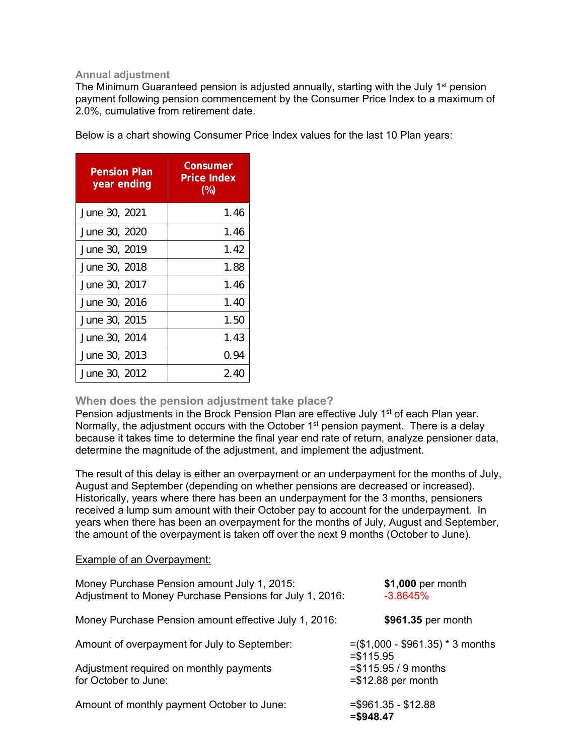### Annual adjustment

The Minimum Guaranteed pension is adjusted annually, starting with the July 1st pension payment following pension commencement by the Consumer Price Index to a maximum of 2.0%, cumulative from retirement date.

Below is a chart showing Consumer Price Index values for the last 10 Plan years:

| Pension Plan year ending | Consumer Price Index (%) |
|---|---|
| June 30, 2021 | 1.46 |
| June 30, 2020 | 1.46 |
| June 30, 2019 | 1.42 |
| June 30, 2018 | 1.88 |
| June 30, 2017 | 1.46 |
| June 30, 2016 | 1.40 |
| June 30, 2015 | 1.50 |
| June 30, 2014 | 1.43 |
| June 30, 2013 | 0.94 |
| June 30, 2012 | 2.40 |

### When does the pension adjustment take place?

Pension adjustments in the Brock Pension Plan are effective July 1st of each Plan year. Normally, the adjustment occurs with the October 1st pension payment. There is a delay because it takes time to determine the final year end rate of return, analyze pensioner data, determine the magnitude of the adjustment, and implement the adjustment.

The result of this delay is either an overpayment or an underpayment for the months of July, August and September (depending on whether pensions are decreased or increased). Historically, years where there has been an underpayment for the 3 months, pensioners received a lump sum amount with their October pay to account for the underpayment. In years when there has been an overpayment for the months of July, August and September, the amount of the overpayment is taken off over the next 9 months (October to June).

<u>Example of an Overpayment:</u>

Money Purchase Pension amount July 1, 2015: **$1,000** per month
Adjustment to Money Purchase Pensions for July 1, 2016: -3.8645%

Money Purchase Pension amount effective July 1, 2016: **$961.35** per month

Amount of overpayment for July to September: =($1,000 - $961.35) * 3 months
=$115.95

Adjustment required on monthly payments for October to June: =$115.95 / 9 months
=$12.88 per month

Amount of monthly payment October to June: =$961.35 - $12.88
=**$948.47**